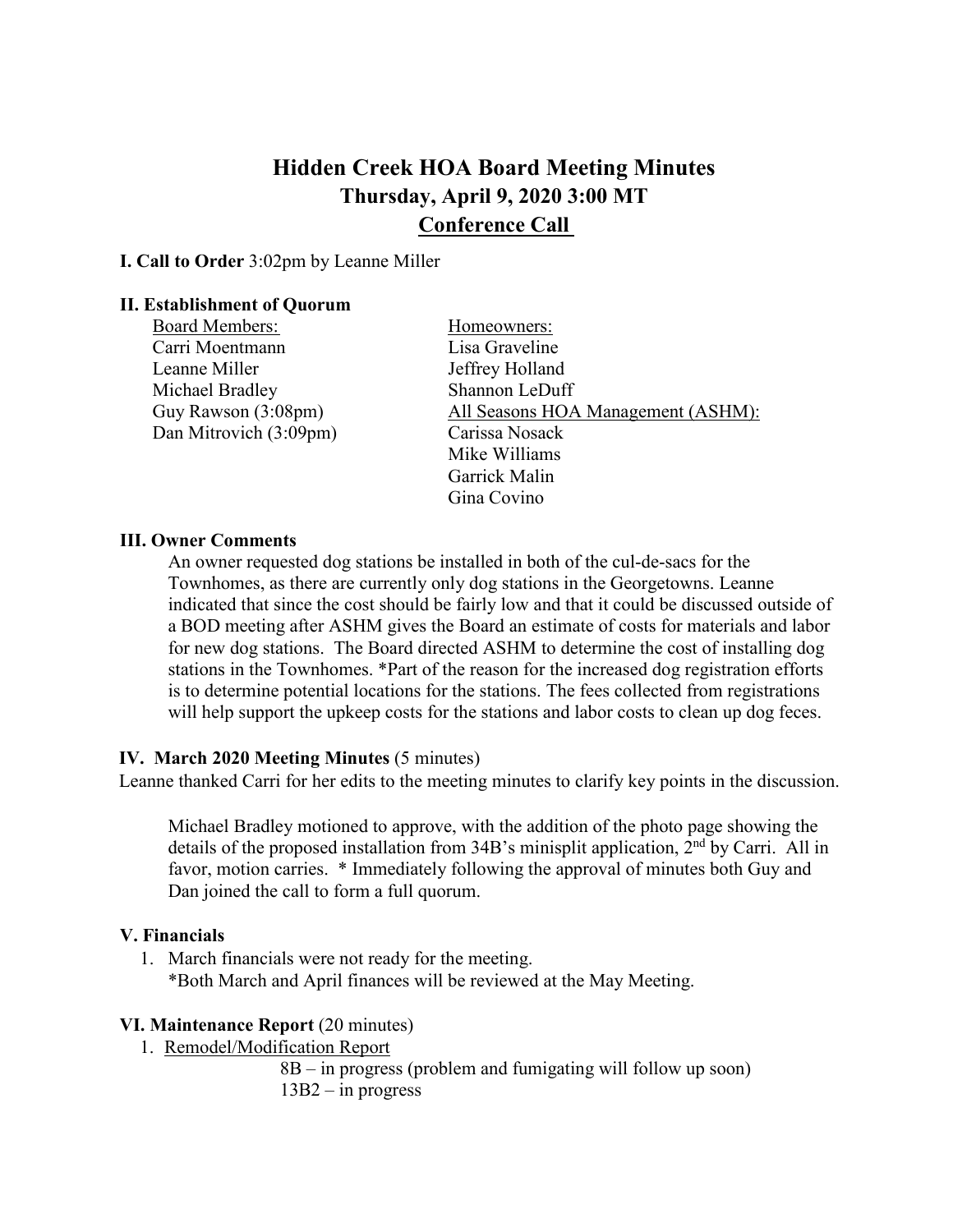# Hidden Creek HOA Board Meeting Minutes
## Thursday, April 9, 2020 3:00 MT
## Conference Call

**I. Call to Order** 3:02pm by Leanne Miller

**II. Establishment of Quorum**

Board Members:
Carri Moentmann
Leanne Miller
Michael Bradley
Guy Rawson (3:08pm)
Dan Mitrovich (3:09pm)

Homeowners:
Lisa Graveline
Jeffrey Holland
Shannon LeDuff

All Seasons HOA Management (ASHM):
Carissa Nosack
Mike Williams
Garrick Malin
Gina Covino

**III. Owner Comments**

An owner requested dog stations be installed in both of the cul-de-sacs for the Townhomes, as there are currently only dog stations in the Georgetowns. Leanne indicated that since the cost should be fairly low and that it could be discussed outside of a BOD meeting after ASHM gives the Board an estimate of costs for materials and labor for new dog stations. The Board directed ASHM to determine the cost of installing dog stations in the Townhomes. *Part of the reason for the increased dog registration efforts is to determine potential locations for the stations. The fees collected from registrations will help support the upkeep costs for the stations and labor costs to clean up dog feces.

**IV. March 2020 Meeting Minutes** (5 minutes)

Leanne thanked Carri for her edits to the meeting minutes to clarify key points in the discussion.

Michael Bradley motioned to approve, with the addition of the photo page showing the details of the proposed installation from 34B's minisplit application, 2nd by Carri. All in favor, motion carries. * Immediately following the approval of minutes both Guy and Dan joined the call to form a full quorum.

**V. Financials**

1. March financials were not ready for the meeting.
   *Both March and April finances will be reviewed at the May Meeting.

**VI. Maintenance Report** (20 minutes)

1. Remodel/Modification Report
   - 8B – in progress (problem and fumigating will follow up soon)
   - 13B2 – in progress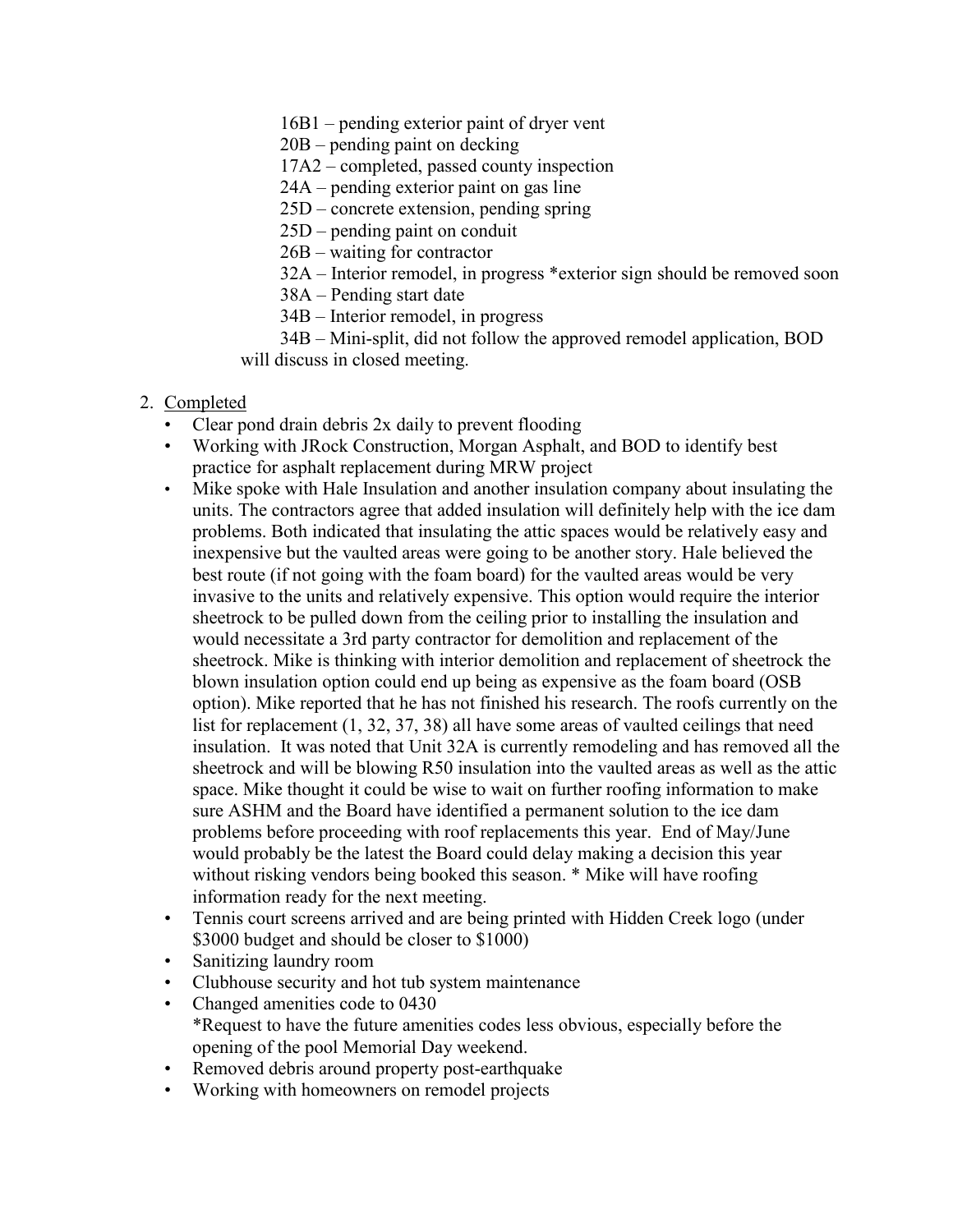16B1 – pending exterior paint of dryer vent
20B – pending paint on decking
17A2 – completed, passed county inspection
24A – pending exterior paint on gas line
25D – concrete extension, pending spring
25D – pending paint on conduit
26B – waiting for contractor
32A – Interior remodel, in progress *exterior sign should be removed soon
38A – Pending start date
34B – Interior remodel, in progress
34B – Mini-split, did not follow the approved remodel application, BOD will discuss in closed meeting.

2. Completed
   - Clear pond drain debris 2x daily to prevent flooding
   - Working with JRock Construction, Morgan Asphalt, and BOD to identify best practice for asphalt replacement during MRW project
   - Mike spoke with Hale Insulation and another insulation company about insulating the units. The contractors agree that added insulation will definitely help with the ice dam problems. Both indicated that insulating the attic spaces would be relatively easy and inexpensive but the vaulted areas were going to be another story. Hale believed the best route (if not going with the foam board) for the vaulted areas would be very invasive to the units and relatively expensive. This option would require the interior sheetrock to be pulled down from the ceiling prior to installing the insulation and would necessitate a 3rd party contractor for demolition and replacement of the sheetrock. Mike is thinking with interior demolition and replacement of sheetrock the blown insulation option could end up being as expensive as the foam board (OSB option). Mike reported that he has not finished his research. The roofs currently on the list for replacement (1, 32, 37, 38) all have some areas of vaulted ceilings that need insulation. It was noted that Unit 32A is currently remodeling and has removed all the sheetrock and will be blowing R50 insulation into the vaulted areas as well as the attic space. Mike thought it could be wise to wait on further roofing information to make sure ASHM and the Board have identified a permanent solution to the ice dam problems before proceeding with roof replacements this year. End of May/June would probably be the latest the Board could delay making a decision this year without risking vendors being booked this season. * Mike will have roofing information ready for the next meeting.
   - Tennis court screens arrived and are being printed with Hidden Creek logo (under $3000 budget and should be closer to $1000)
   - Sanitizing laundry room
   - Clubhouse security and hot tub system maintenance
   - Changed amenities code to 0430
     *Request to have the future amenities codes less obvious, especially before the opening of the pool Memorial Day weekend.
   - Removed debris around property post-earthquake
   - Working with homeowners on remodel projects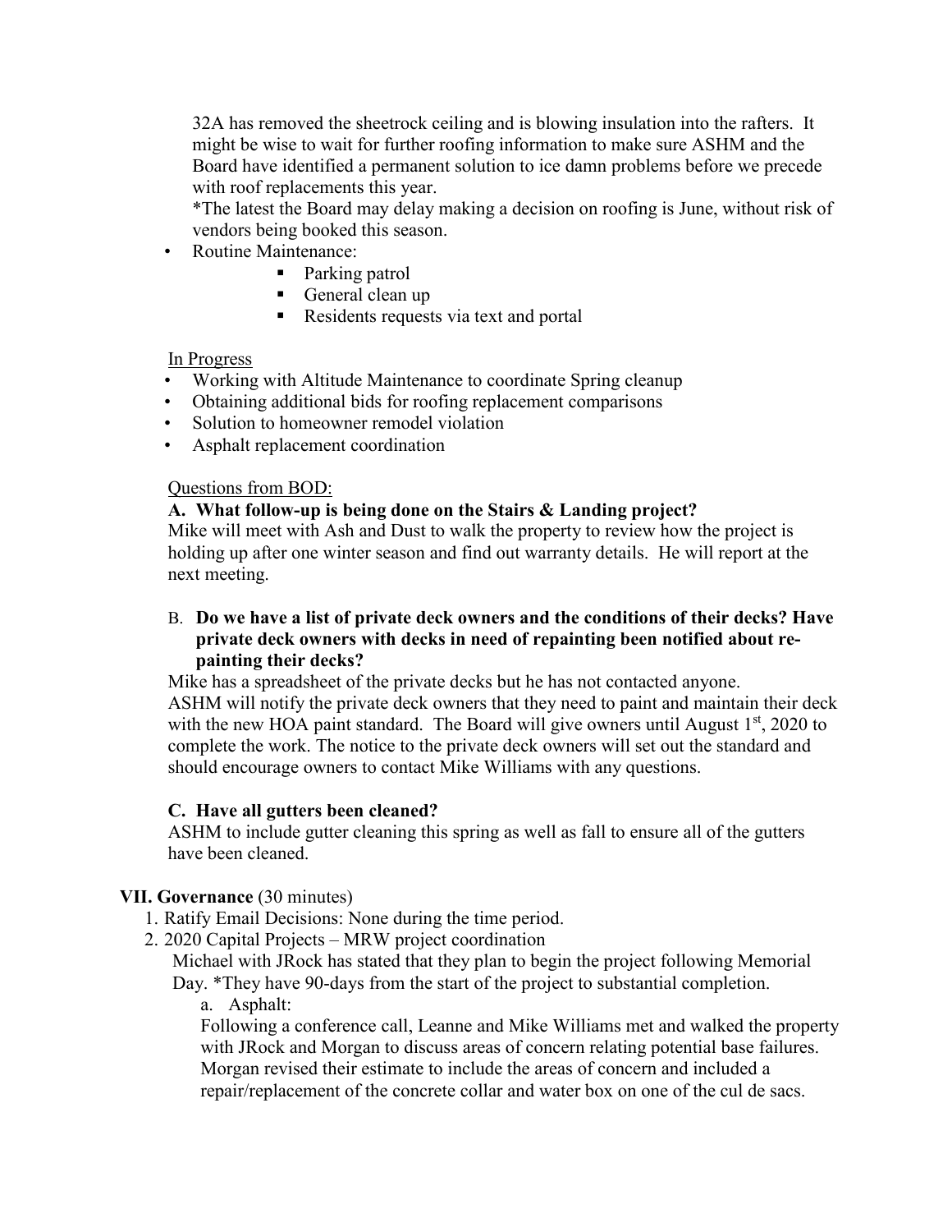32A has removed the sheetrock ceiling and is blowing insulation into the rafters. It might be wise to wait for further roofing information to make sure ASHM and the Board have identified a permanent solution to ice damn problems before we precede with roof replacements this year.

*The latest the Board may delay making a decision on roofing is June, without risk of vendors being booked this season.

- Routine Maintenance:
  - Parking patrol
  - General clean up
  - Residents requests via text and portal

<u>In Progress</u>

- Working with Altitude Maintenance to coordinate Spring cleanup
- Obtaining additional bids for roofing replacement comparisons
- Solution to homeowner remodel violation
- Asphalt replacement coordination

<u>Questions from BOD:</u>

**A. What follow-up is being done on the Stairs & Landing project?**

Mike will meet with Ash and Dust to walk the property to review how the project is holding up after one winter season and find out warranty details. He will report at the next meeting.

B. **Do we have a list of private deck owners and the conditions of their decks? Have private deck owners with decks in need of repainting been notified about re-painting their decks?**

Mike has a spreadsheet of the private decks but he has not contacted anyone. ASHM will notify the private deck owners that they need to paint and maintain their deck with the new HOA paint standard. The Board will give owners until August 1st, 2020 to complete the work. The notice to the private deck owners will set out the standard and should encourage owners to contact Mike Williams with any questions.

**C. Have all gutters been cleaned?**

ASHM to include gutter cleaning this spring as well as fall to ensure all of the gutters have been cleaned.

## VII. Governance (30 minutes)

1. Ratify Email Decisions: None during the time period.
2. 2020 Capital Projects – MRW project coordination

   Michael with JRock has stated that they plan to begin the project following Memorial Day. *They have 90-days from the start of the project to substantial completion.

   a. Asphalt:

   Following a conference call, Leanne and Mike Williams met and walked the property with JRock and Morgan to discuss areas of concern relating potential base failures. Morgan revised their estimate to include the areas of concern and included a repair/replacement of the concrete collar and water box on one of the cul de sacs.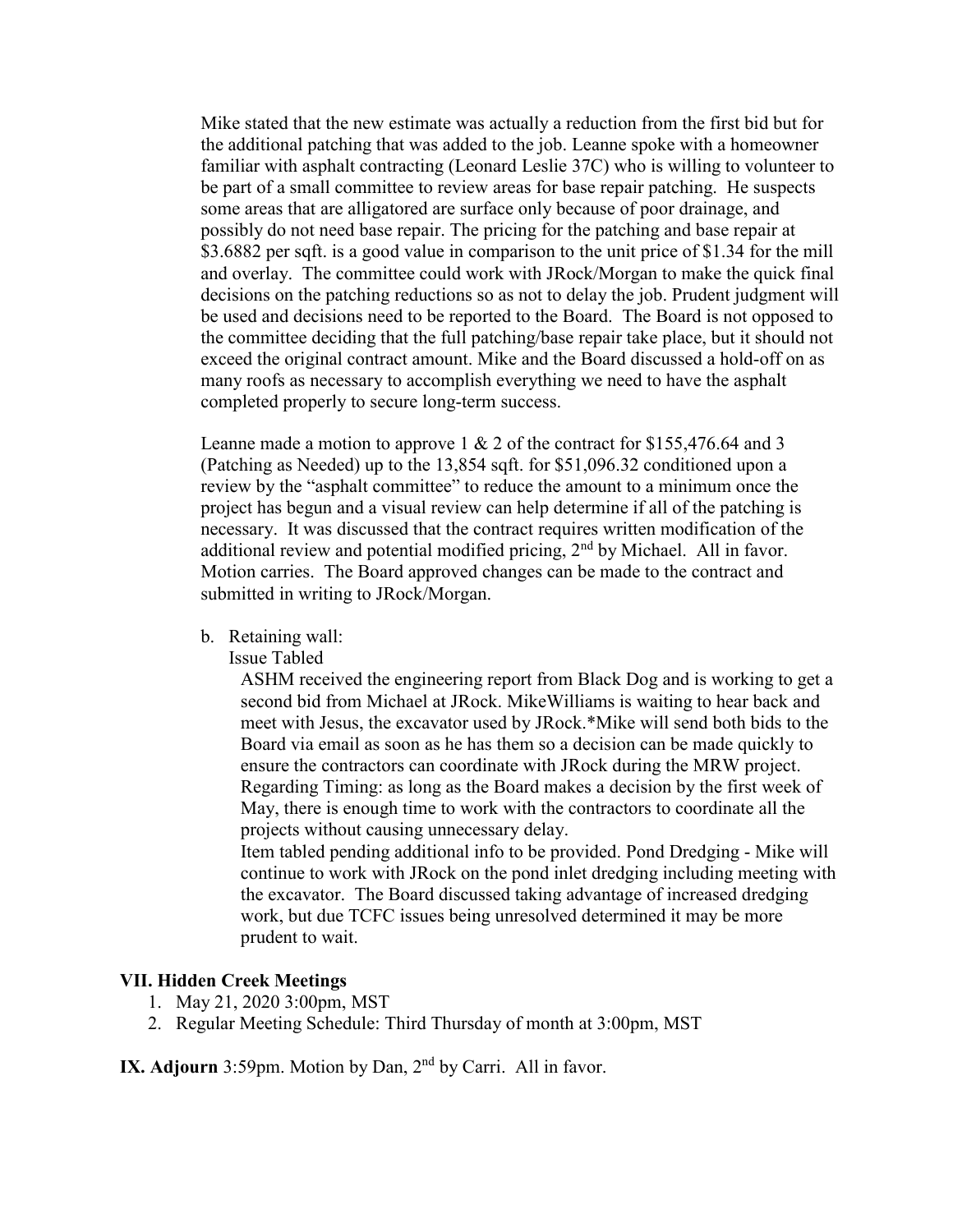Mike stated that the new estimate was actually a reduction from the first bid but for the additional patching that was added to the job. Leanne spoke with a homeowner familiar with asphalt contracting (Leonard Leslie 37C) who is willing to volunteer to be part of a small committee to review areas for base repair patching. He suspects some areas that are alligatored are surface only because of poor drainage, and possibly do not need base repair. The pricing for the patching and base repair at \$3.6882 per sqft. is a good value in comparison to the unit price of \$1.34 for the mill and overlay. The committee could work with JRock/Morgan to make the quick final decisions on the patching reductions so as not to delay the job. Prudent judgment will be used and decisions need to be reported to the Board. The Board is not opposed to the committee deciding that the full patching/base repair take place, but it should not exceed the original contract amount. Mike and the Board discussed a hold-off on as many roofs as necessary to accomplish everything we need to have the asphalt completed properly to secure long-term success.

Leanne made a motion to approve 1 & 2 of the contract for \$155,476.64 and 3 (Patching as Needed) up to the 13,854 sqft. for \$51,096.32 conditioned upon a review by the "asphalt committee" to reduce the amount to a minimum once the project has begun and a visual review can help determine if all of the patching is necessary. It was discussed that the contract requires written modification of the additional review and potential modified pricing, 2nd by Michael. All in favor. Motion carries. The Board approved changes can be made to the contract and submitted in writing to JRock/Morgan.

b. Retaining wall:
   Issue Tabled
   ASHM received the engineering report from Black Dog and is working to get a second bid from Michael at JRock. MikeWilliams is waiting to hear back and meet with Jesus, the excavator used by JRock.*Mike will send both bids to the Board via email as soon as he has them so a decision can be made quickly to ensure the contractors can coordinate with JRock during the MRW project. Regarding Timing: as long as the Board makes a decision by the first week of May, there is enough time to work with the contractors to coordinate all the projects without causing unnecessary delay.
   Item tabled pending additional info to be provided. Pond Dredging - Mike will continue to work with JRock on the pond inlet dredging including meeting with the excavator. The Board discussed taking advantage of increased dredging work, but due TCFC issues being unresolved determined it may be more prudent to wait.

### VII. Hidden Creek Meetings

1. May 21, 2020 3:00pm, MST
2. Regular Meeting Schedule: Third Thursday of month at 3:00pm, MST

**IX. Adjourn** 3:59pm. Motion by Dan, 2nd by Carri. All in favor.